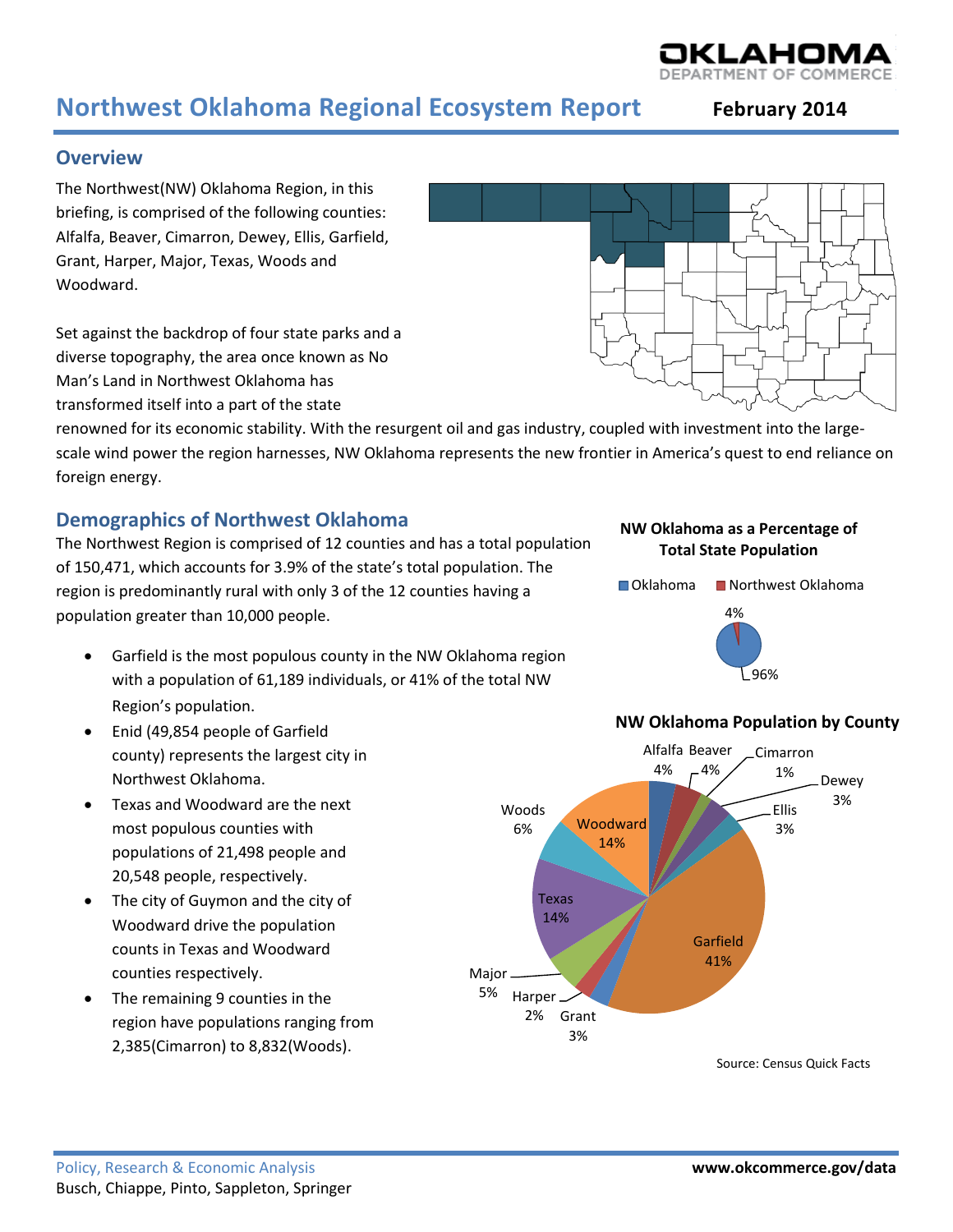# Northwest Oklahoma Regional Ecosystem Report

**February 2014**

## Overview

The Northwest(NW) Oklahoma Region, in this briefing, is comprised of the following counties: Alfalfa, Beaver, Cimarron, Dewey, Ellis, Garfield, Grant, Harper, Major, Texas, Woods and Woodward.

Set against the backdrop of four state parks and a diverse topography, the area once known as No Man's Land in Northwest Oklahoma has transformed itself into a part of the state renowned for its economic stability. With the resurgent oil and gas industry, coupled with investment into the large-scale wind power the region harnesses, NW Oklahoma represents the new frontier in America's quest to end reliance on foreign energy.

## Demographics of Northwest Oklahoma

The Northwest Region is comprised of 12 counties and has a total population of 150,471, which accounts for 3.9% of the state's total population. The region is predominantly rural with only 3 of the 12 counties having a population greater than 10,000 people.

- Garfield is the most populous county in the NW Oklahoma region with a population of 61,189 individuals, or 41% of the total NW Region's population.
- Enid (49,854 people of Garfield county) represents the largest city in Northwest Oklahoma.
- Texas and Woodward are the next most populous counties with populations of 21,498 people and 20,548 people, respectively.
- The city of Guymon and the city of Woodward drive the population counts in Texas and Woodward counties respectively.
- The remaining 9 counties in the region have populations ranging from 2,385(Cimarron) to 8,832(Woods).

**NW Oklahoma as a Percentage of Total State Population**

Oklahoma: 96%; Northwest Oklahoma: 4%

**NW Oklahoma Population by County**

Alfalfa 4%, Beaver 4%, Cimarron 1%, Dewey 3%, Ellis 3%, Garfield 41%, Grant 3%, Harper 2%, Major 5%, Texas 14%, Woods 6%, Woodward 14%

Source: Census Quick Facts

Policy, Research & Economic Analysis
Busch, Chiappe, Pinto, Sappleton, Springer

www.okcommerce.gov/data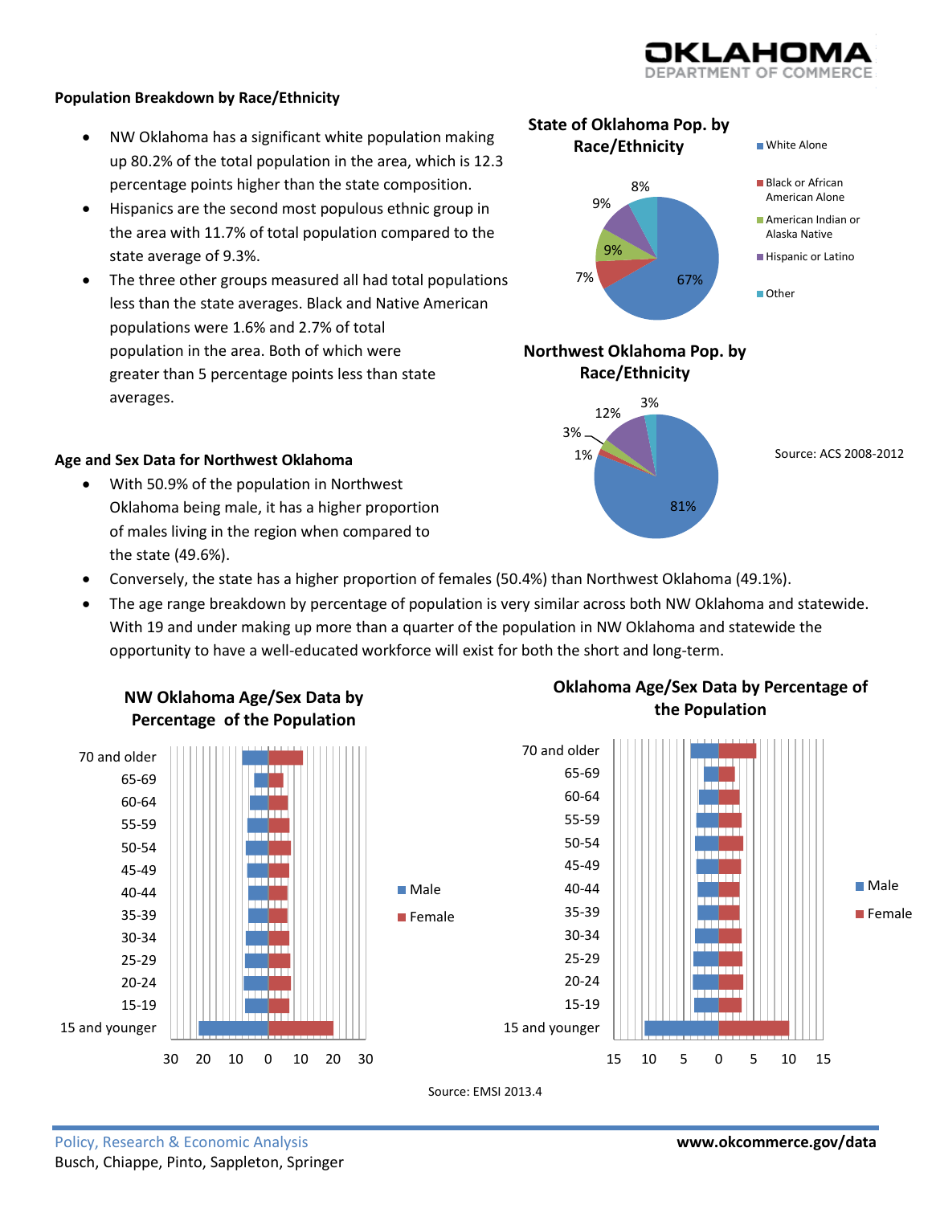## Population Breakdown by Race/Ethnicity

- NW Oklahoma has a significant white population making up 80.2% of the total population in the area, which is 12.3 percentage points higher than the state composition.
- Hispanics are the second most populous ethnic group in the area with 11.7% of total population compared to the state average of 9.3%.
- The three other groups measured all had total populations less than the state averages. Black and Native American populations were 1.6% and 2.7% of total population in the area. Both of which were greater than 5 percentage points less than state averages.

**State of Oklahoma Pop. by Race/Ethnicity**

- White Alone: 67%
- Black or African American Alone: 7%
- American Indian or Alaska Native: 9%
- Hispanic or Latino: 9%
- Other: 8%

**Northwest Oklahoma Pop. by Race/Ethnicity**

- White Alone: 81%
- Black or African American Alone: 1%
- American Indian or Alaska Native: 3%
- Hispanic or Latino: 12%
- Other: 3%

Source: ACS 2008-2012

## Age and Sex Data for Northwest Oklahoma

- With 50.9% of the population in Northwest Oklahoma being male, it has a higher proportion of males living in the region when compared to the state (49.6%).
- Conversely, the state has a higher proportion of females (50.4%) than Northwest Oklahoma (49.1%).
- The age range breakdown by percentage of population is very similar across both NW Oklahoma and statewide. With 19 and under making up more than a quarter of the population in NW Oklahoma and statewide the opportunity to have a well-educated workforce will exist for both the short and long-term.

**NW Oklahoma Age/Sex Data by Percentage of the Population**

**Oklahoma Age/Sex Data by Percentage of the Population**

Age groups (both charts, Male and Female): 70 and older, 65-69, 60-64, 55-59, 50-54, 45-49, 40-44, 35-39, 30-34, 25-29, 20-24, 15-19, 15 and younger

Source: EMSI 2013.4

Policy, Research & Economic Analysis
Busch, Chiappe, Pinto, Sappleton, Springer

www.okcommerce.gov/data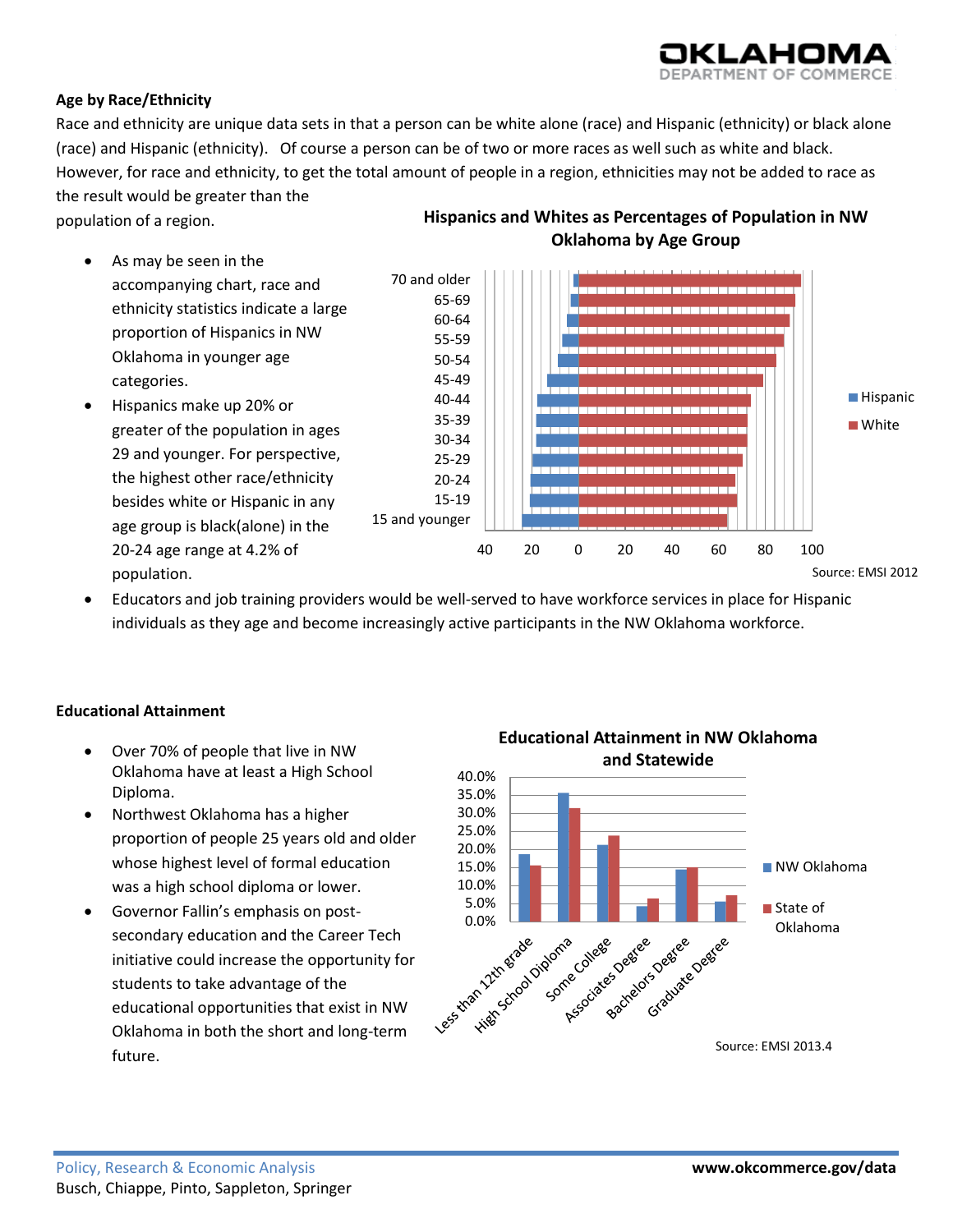## Age by Race/Ethnicity

Race and ethnicity are unique data sets in that a person can be white alone (race) and Hispanic (ethnicity) or black alone (race) and Hispanic (ethnicity). Of course a person can be of two or more races as well such as white and black. However, for race and ethnicity, to get the total amount of people in a region, ethnicities may not be added to race as the result would be greater than the population of a region.

- As may be seen in the accompanying chart, race and ethnicity statistics indicate a large proportion of Hispanics in NW Oklahoma in younger age categories.
- Hispanics make up 20% or greater of the population in ages 29 and younger. For perspective, the highest other race/ethnicity besides white or Hispanic in any age group is black(alone) in the 20-24 age range at 4.2% of population.
- Educators and job training providers would be well-served to have workforce services in place for Hispanic individuals as they age and become increasingly active participants in the NW Oklahoma workforce.

**Hispanics and Whites as Percentages of Population in NW Oklahoma by Age Group**

Source: EMSI 2012

## Educational Attainment

- Over 70% of people that live in NW Oklahoma have at least a High School Diploma.
- Northwest Oklahoma has a higher proportion of people 25 years old and older whose highest level of formal education was a high school diploma or lower.
- Governor Fallin's emphasis on post-secondary education and the Career Tech initiative could increase the opportunity for students to take advantage of the educational opportunities that exist in NW Oklahoma in both the short and long-term future.

**Educational Attainment in NW Oklahoma and Statewide**

Source: EMSI 2013.4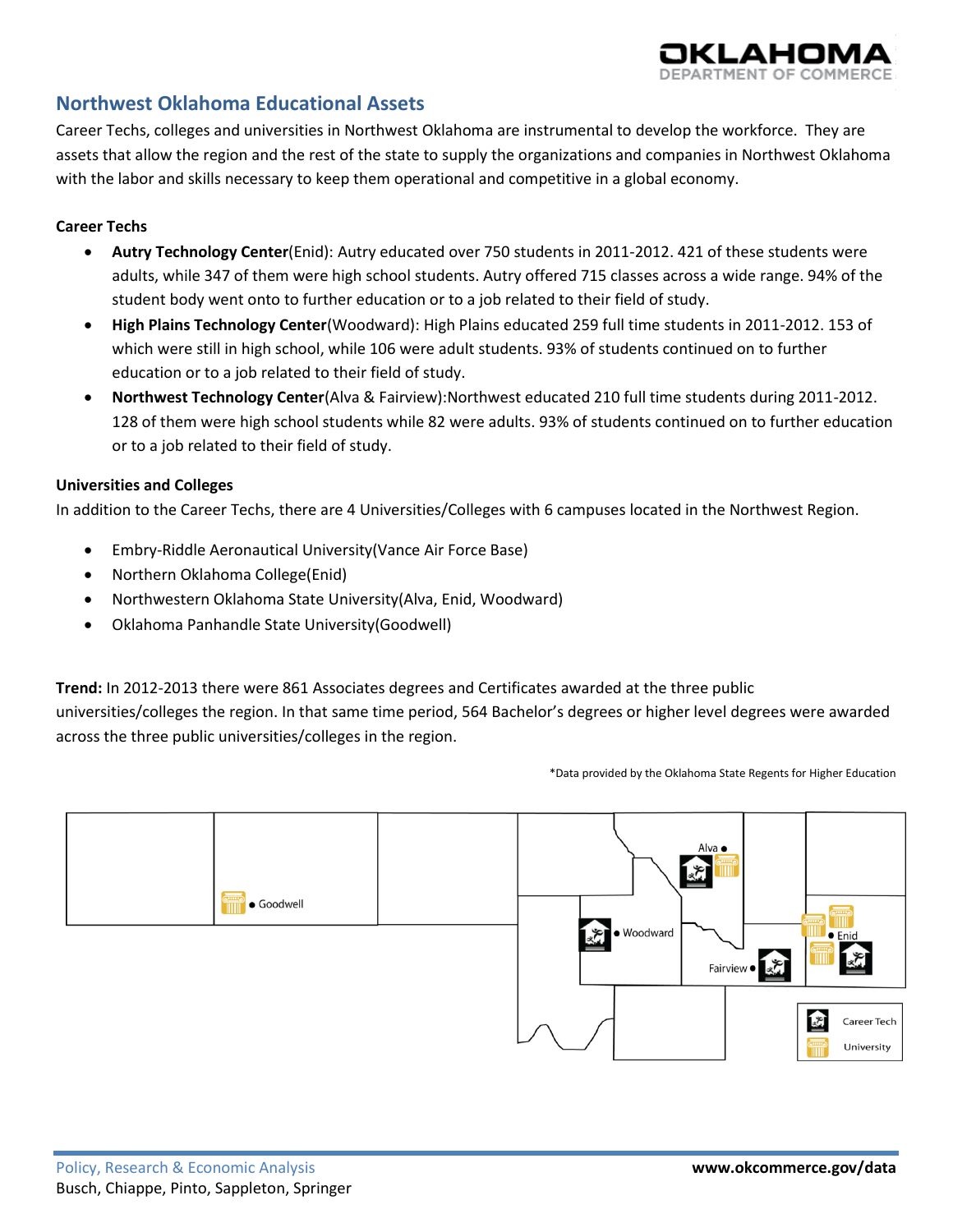## Northwest Oklahoma Educational Assets

Career Techs, colleges and universities in Northwest Oklahoma are instrumental to develop the workforce. They are assets that allow the region and the rest of the state to supply the organizations and companies in Northwest Oklahoma with the labor and skills necessary to keep them operational and competitive in a global economy.

### Career Techs

- **Autry Technology Center**(Enid): Autry educated over 750 students in 2011-2012. 421 of these students were adults, while 347 of them were high school students. Autry offered 715 classes across a wide range. 94% of the student body went onto to further education or to a job related to their field of study.
- **High Plains Technology Center**(Woodward): High Plains educated 259 full time students in 2011-2012. 153 of which were still in high school, while 106 were adult students. 93% of students continued on to further education or to a job related to their field of study.
- **Northwest Technology Center**(Alva & Fairview):Northwest educated 210 full time students during 2011-2012. 128 of them were high school students while 82 were adults. 93% of students continued on to further education or to a job related to their field of study.

### Universities and Colleges

In addition to the Career Techs, there are 4 Universities/Colleges with 6 campuses located in the Northwest Region.

- Embry-Riddle Aeronautical University(Vance Air Force Base)
- Northern Oklahoma College(Enid)
- Northwestern Oklahoma State University(Alva, Enid, Woodward)
- Oklahoma Panhandle State University(Goodwell)

**Trend:** In 2012-2013 there were 861 Associates degrees and Certificates awarded at the three public universities/colleges the region. In that same time period, 564 Bachelor's degrees or higher level degrees were awarded across the three public universities/colleges in the region.

*Data provided by the Oklahoma State Regents for Higher Education

Alva
Goodwell
Woodward
Enid
Fairview

Career Tech
University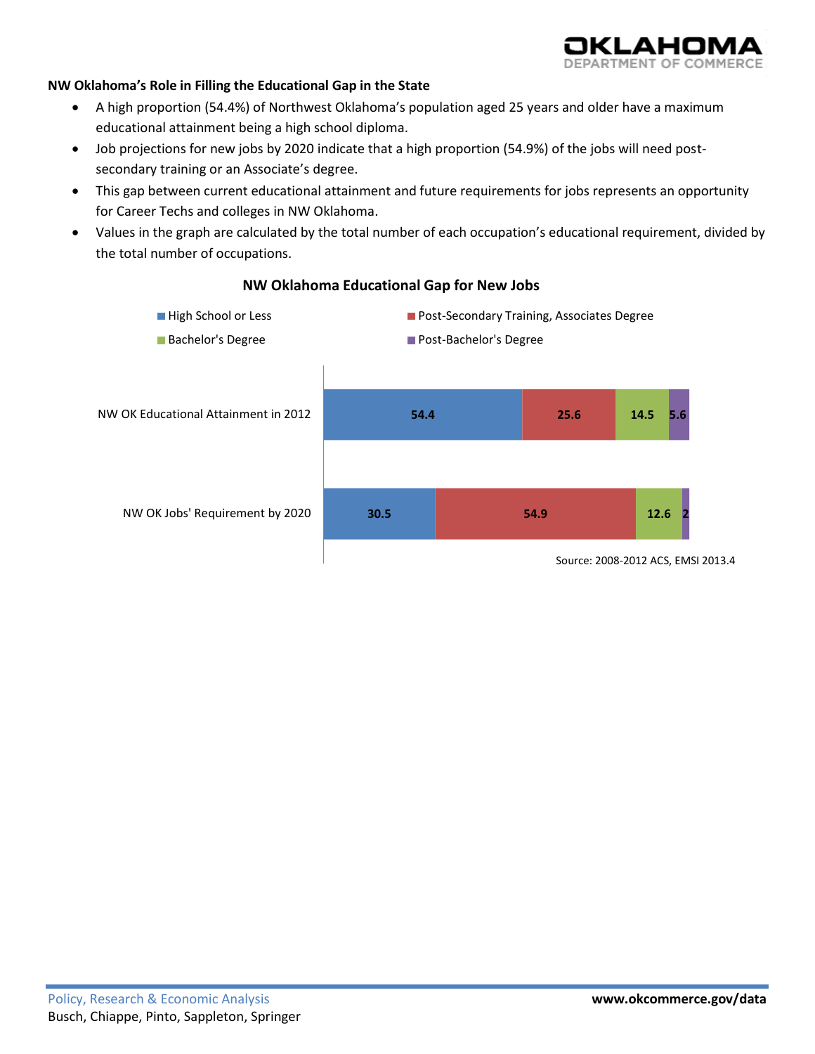**NW Oklahoma's Role in Filling the Educational Gap in the State**

- A high proportion (54.4%) of Northwest Oklahoma's population aged 25 years and older have a maximum educational attainment being a high school diploma.
- Job projections for new jobs by 2020 indicate that a high proportion (54.9%) of the jobs will need post-secondary training or an Associate's degree.
- This gap between current educational attainment and future requirements for jobs represents an opportunity for Career Techs and colleges in NW Oklahoma.
- Values in the graph are calculated by the total number of each occupation's educational requirement, divided by the total number of occupations.

**NW Oklahoma Educational Gap for New Jobs**

| | High School or Less | Post-Secondary Training, Associates Degree | Bachelor's Degree | Post-Bachelor's Degree |
|---|---|---|---|---|
| NW OK Educational Attainment in 2012 | 54.4 | 25.6 | 14.5 | 5.6 |
| NW OK Jobs' Requirement by 2020 | 30.5 | 54.9 | 12.6 | 2 |

Source: 2008-2012 ACS, EMSI 2013.4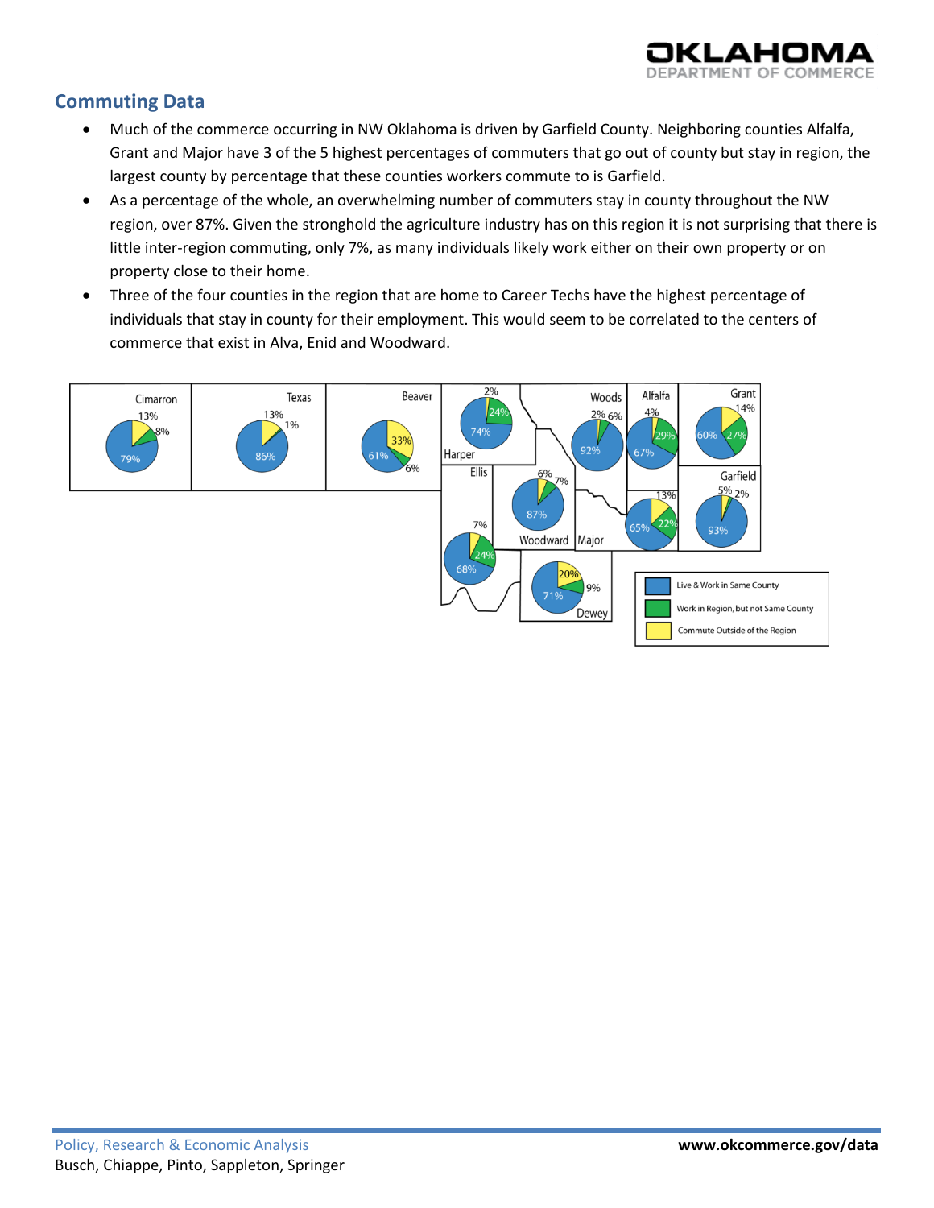## Commuting Data

- Much of the commerce occurring in NW Oklahoma is driven by Garfield County. Neighboring counties Alfalfa, Grant and Major have 3 of the 5 highest percentages of commuters that go out of county but stay in region, the largest county by percentage that these counties workers commute to is Garfield.
- As a percentage of the whole, an overwhelming number of commuters stay in county throughout the NW region, over 87%. Given the stronghold the agriculture industry has on this region it is not surprising that there is little inter-region commuting, only 7%, as many individuals likely work either on their own property or on property close to their home.
- Three of the four counties in the region that are home to Career Techs have the highest percentage of individuals that stay in county for their employment. This would seem to be correlated to the centers of commerce that exist in Alva, Enid and Woodward.

| County | Live & Work in Same County | Work in Region, but not Same County | Commute Outside of the Region |
|---|---|---|---|
| Cimarron | 79% | 8% | 13% |
| Texas | 86% | 1% | 13% |
| Beaver | 61% | 6% | 33% |
| Harper | 74% | 24% | 2% |
| Woods | 92% | 6% | 2% |
| Alfalfa | 67% | 29% | 4% |
| Grant | 60% | 27% | 14% |
| Garfield | 93% | 2% | 5% |
| Ellis | 68% | 24% | 7% |
| Woodward | 87% | 7% | 6% |
| Major | 65% | 22% | 13% |
| Dewey | 71% | 9% | 20% |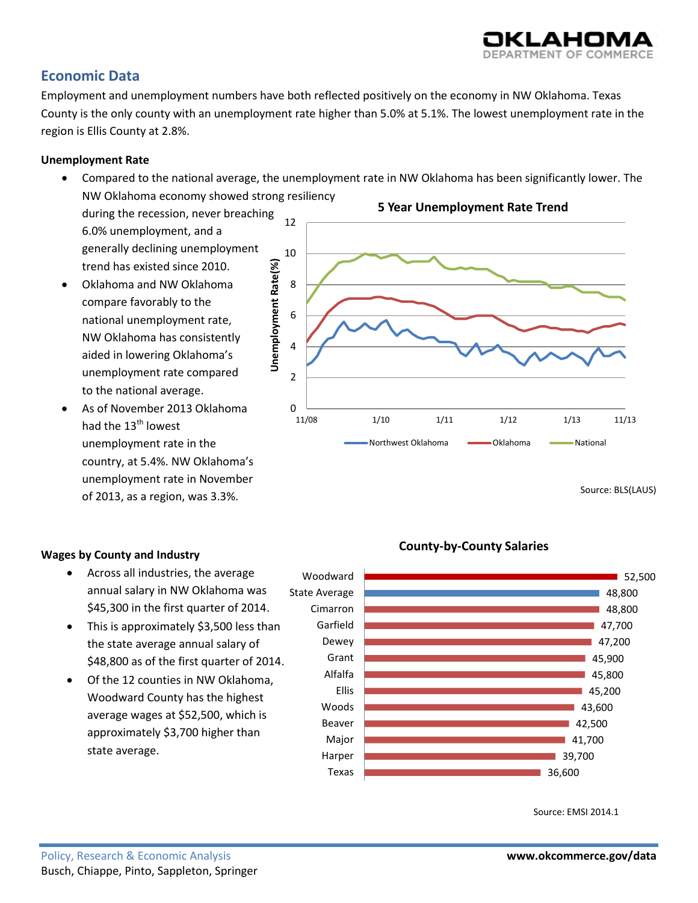## Economic Data

Employment and unemployment numbers have both reflected positively on the economy in NW Oklahoma. Texas County is the only county with an unemployment rate higher than 5.0% at 5.1%. The lowest unemployment rate in the region is Ellis County at 2.8%.

### Unemployment Rate

- Compared to the national average, the unemployment rate in NW Oklahoma has been significantly lower. The NW Oklahoma economy showed strong resiliency during the recession, never breaching 6.0% unemployment, and a generally declining unemployment trend has existed since 2010.
- Oklahoma and NW Oklahoma compare favorably to the national unemployment rate, NW Oklahoma has consistently aided in lowering Oklahoma's unemployment rate compared to the national average.
- As of November 2013 Oklahoma had the 13th lowest unemployment rate in the country, at 5.4%. NW Oklahoma's unemployment rate in November of 2013, as a region, was 3.3%.

**5 Year Unemployment Rate Trend**

Source: BLS(LAUS)

### Wages by County and Industry

- Across all industries, the average annual salary in NW Oklahoma was $45,300 in the first quarter of 2014.
- This is approximately $3,500 less than the state average annual salary of $48,800 as of the first quarter of 2014.
- Of the 12 counties in NW Oklahoma, Woodward County has the highest average wages at $52,500, which is approximately $3,700 higher than state average.

**County-by-County Salaries**

| County | Salary |
|---|---|
| Woodward | 52,500 |
| State Average | 48,800 |
| Cimarron | 48,800 |
| Garfield | 47,700 |
| Dewey | 47,200 |
| Grant | 45,900 |
| Alfalfa | 45,800 |
| Ellis | 45,200 |
| Woods | 43,600 |
| Beaver | 42,500 |
| Major | 41,700 |
| Harper | 39,700 |
| Texas | 36,600 |

Source: EMSI 2014.1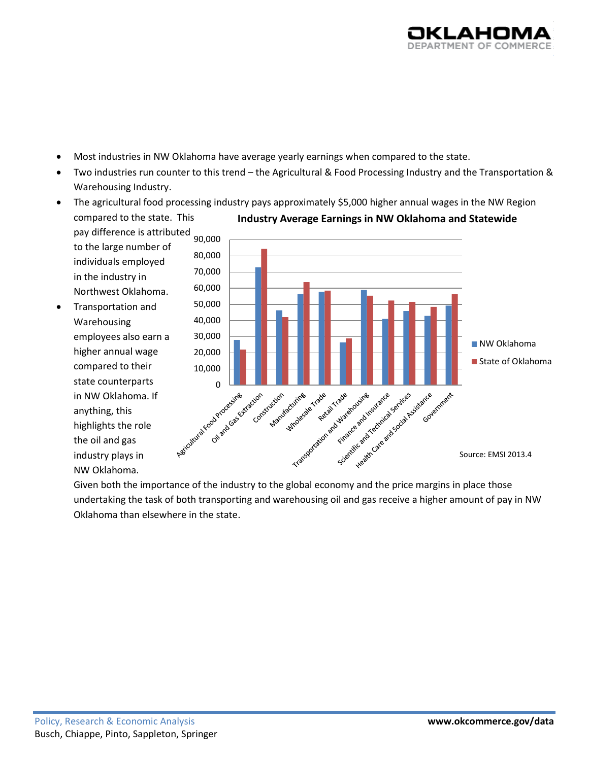- Most industries in NW Oklahoma have average yearly earnings when compared to the state.
- Two industries run counter to this trend – the Agricultural & Food Processing Industry and the Transportation & Warehousing Industry.
- The agricultural food processing industry pays approximately $5,000 higher annual wages in the NW Region compared to the state. This pay difference is attributed to the large number of individuals employed in the industry in Northwest Oklahoma.
- Transportation and Warehousing employees also earn a higher annual wage compared to their state counterparts in NW Oklahoma. If anything, this highlights the role the oil and gas industry plays in NW Oklahoma.

  Given both the importance of the industry to the global economy and the price margins in place those undertaking the task of both transporting and warehousing oil and gas receive a higher amount of pay in NW Oklahoma than elsewhere in the state.

**Industry Average Earnings in NW Oklahoma and Statewide**

Source: EMSI 2013.4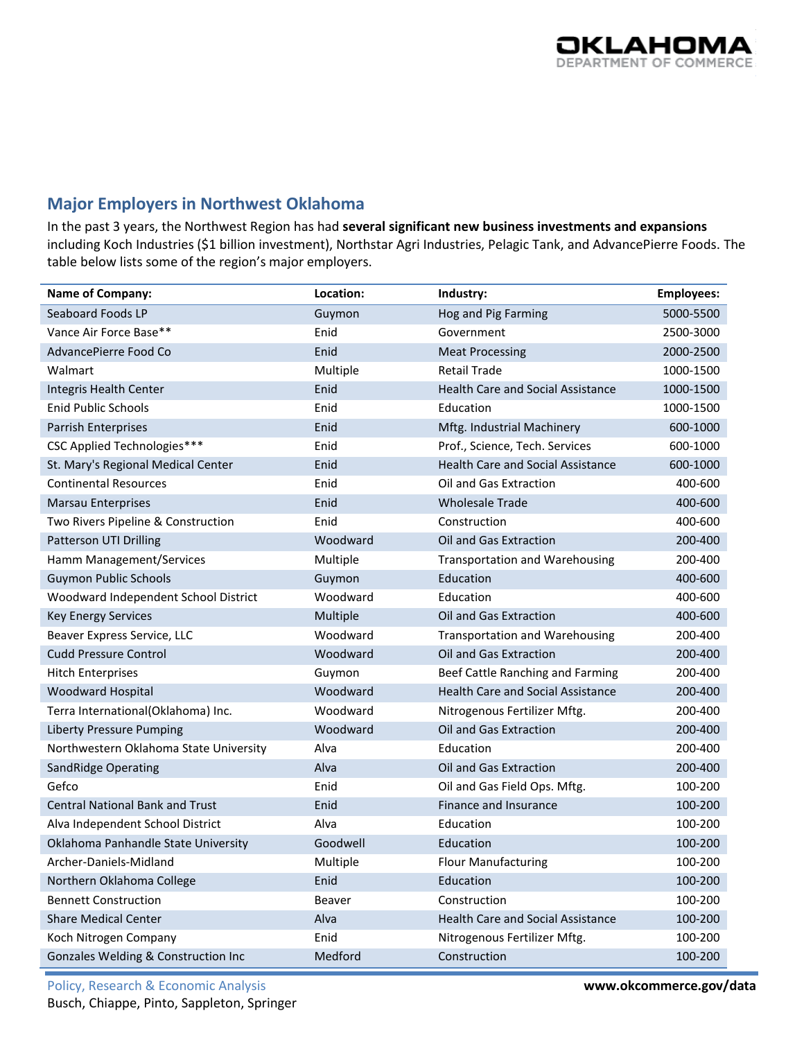## Major Employers in Northwest Oklahoma

In the past 3 years, the Northwest Region has had **several significant new business investments and expansions** including Koch Industries ($1 billion investment), Northstar Agri Industries, Pelagic Tank, and AdvancePierre Foods. The table below lists some of the region's major employers.

| Name of Company: | Location: | Industry: | Employees: |
|---|---|---|---|
| Seaboard Foods LP | Guymon | Hog and Pig Farming | 5000-5500 |
| Vance Air Force Base** | Enid | Government | 2500-3000 |
| AdvancePierre Food Co | Enid | Meat Processing | 2000-2500 |
| Walmart | Multiple | Retail Trade | 1000-1500 |
| Integris Health Center | Enid | Health Care and Social Assistance | 1000-1500 |
| Enid Public Schools | Enid | Education | 1000-1500 |
| Parrish Enterprises | Enid | Mftg. Industrial Machinery | 600-1000 |
| CSC Applied Technologies*** | Enid | Prof., Science, Tech. Services | 600-1000 |
| St. Mary's Regional Medical Center | Enid | Health Care and Social Assistance | 600-1000 |
| Continental Resources | Enid | Oil and Gas Extraction | 400-600 |
| Marsau Enterprises | Enid | Wholesale Trade | 400-600 |
| Two Rivers Pipeline & Construction | Enid | Construction | 400-600 |
| Patterson UTI Drilling | Woodward | Oil and Gas Extraction | 200-400 |
| Hamm Management/Services | Multiple | Transportation and Warehousing | 200-400 |
| Guymon Public Schools | Guymon | Education | 400-600 |
| Woodward Independent School District | Woodward | Education | 400-600 |
| Key Energy Services | Multiple | Oil and Gas Extraction | 400-600 |
| Beaver Express Service, LLC | Woodward | Transportation and Warehousing | 200-400 |
| Cudd Pressure Control | Woodward | Oil and Gas Extraction | 200-400 |
| Hitch Enterprises | Guymon | Beef Cattle Ranching and Farming | 200-400 |
| Woodward Hospital | Woodward | Health Care and Social Assistance | 200-400 |
| Terra International(Oklahoma) Inc. | Woodward | Nitrogenous Fertilizer Mftg. | 200-400 |
| Liberty Pressure Pumping | Woodward | Oil and Gas Extraction | 200-400 |
| Northwestern Oklahoma State University | Alva | Education | 200-400 |
| SandRidge Operating | Alva | Oil and Gas Extraction | 200-400 |
| Gefco | Enid | Oil and Gas Field Ops. Mftg. | 100-200 |
| Central National Bank and Trust | Enid | Finance and Insurance | 100-200 |
| Alva Independent School District | Alva | Education | 100-200 |
| Oklahoma Panhandle State University | Goodwell | Education | 100-200 |
| Archer-Daniels-Midland | Multiple | Flour Manufacturing | 100-200 |
| Northern Oklahoma College | Enid | Education | 100-200 |
| Bennett Construction | Beaver | Construction | 100-200 |
| Share Medical Center | Alva | Health Care and Social Assistance | 100-200 |
| Koch Nitrogen Company | Enid | Nitrogenous Fertilizer Mftg. | 100-200 |
| Gonzales Welding & Construction Inc | Medford | Construction | 100-200 |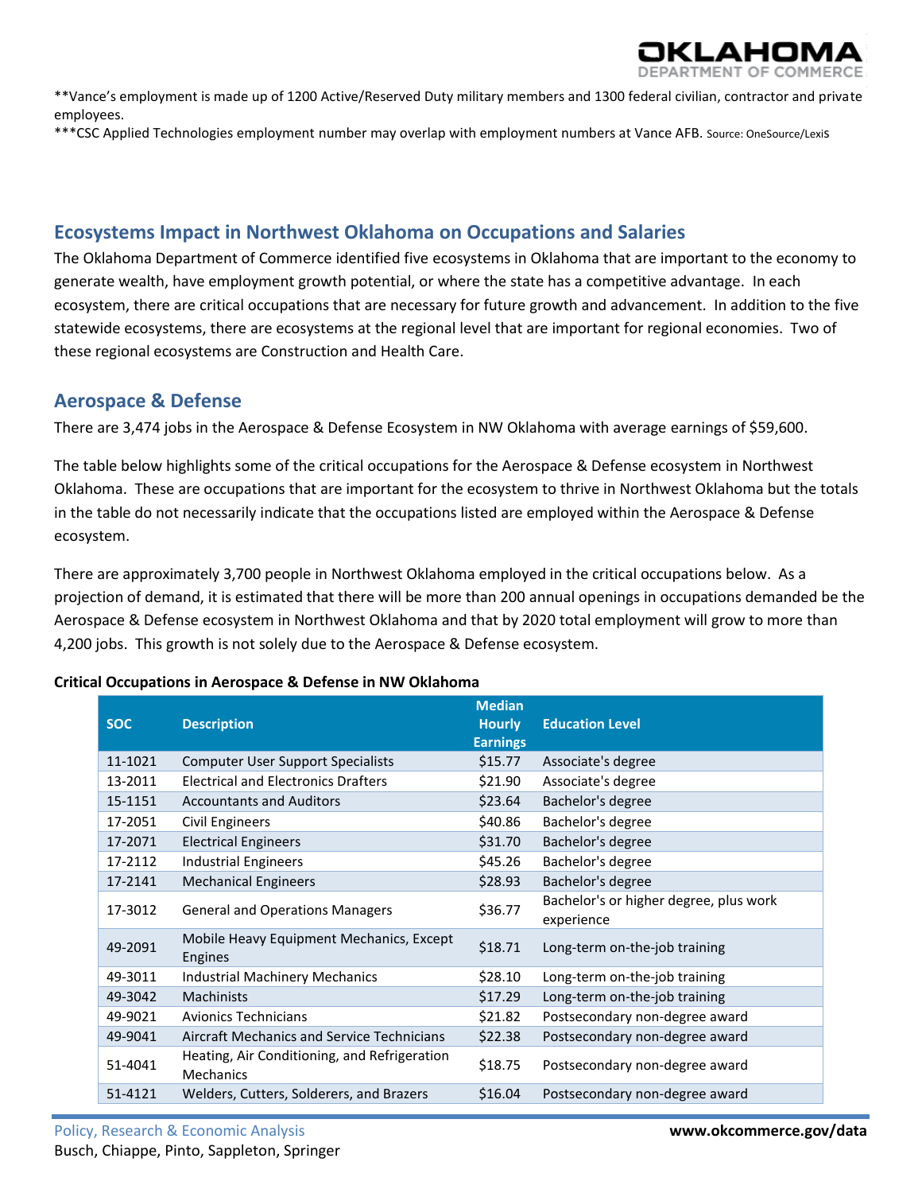**Vance's employment is made up of 1200 Active/Reserved Duty military members and 1300 federal civilian, contractor and private employees.

***CSC Applied Technologies employment number may overlap with employment numbers at Vance AFB. Source: OneSource/Lexis

## Ecosystems Impact in Northwest Oklahoma on Occupations and Salaries

The Oklahoma Department of Commerce identified five ecosystems in Oklahoma that are important to the economy to generate wealth, have employment growth potential, or where the state has a competitive advantage. In each ecosystem, there are critical occupations that are necessary for future growth and advancement. In addition to the five statewide ecosystems, there are ecosystems at the regional level that are important for regional economies. Two of these regional ecosystems are Construction and Health Care.

## Aerospace & Defense

There are 3,474 jobs in the Aerospace & Defense Ecosystem in NW Oklahoma with average earnings of $59,600.

The table below highlights some of the critical occupations for the Aerospace & Defense ecosystem in Northwest Oklahoma. These are occupations that are important for the ecosystem to thrive in Northwest Oklahoma but the totals in the table do not necessarily indicate that the occupations listed are employed within the Aerospace & Defense ecosystem.

There are approximately 3,700 people in Northwest Oklahoma employed in the critical occupations below. As a projection of demand, it is estimated that there will be more than 200 annual openings in occupations demanded be the Aerospace & Defense ecosystem in Northwest Oklahoma and that by 2020 total employment will grow to more than 4,200 jobs. This growth is not solely due to the Aerospace & Defense ecosystem.

**Critical Occupations in Aerospace & Defense in NW Oklahoma**

| SOC | Description | Median Hourly Earnings | Education Level |
|---|---|---|---|
| 11-1021 | Computer User Support Specialists | $15.77 | Associate's degree |
| 13-2011 | Electrical and Electronics Drafters | $21.90 | Associate's degree |
| 15-1151 | Accountants and Auditors | $23.64 | Bachelor's degree |
| 17-2051 | Civil Engineers | $40.86 | Bachelor's degree |
| 17-2071 | Electrical Engineers | $31.70 | Bachelor's degree |
| 17-2112 | Industrial Engineers | $45.26 | Bachelor's degree |
| 17-2141 | Mechanical Engineers | $28.93 | Bachelor's degree |
| 17-3012 | General and Operations Managers | $36.77 | Bachelor's or higher degree, plus work experience |
| 49-2091 | Mobile Heavy Equipment Mechanics, Except Engines | $18.71 | Long-term on-the-job training |
| 49-3011 | Industrial Machinery Mechanics | $28.10 | Long-term on-the-job training |
| 49-3042 | Machinists | $17.29 | Long-term on-the-job training |
| 49-9021 | Avionics Technicians | $21.82 | Postsecondary non-degree award |
| 49-9041 | Aircraft Mechanics and Service Technicians | $22.38 | Postsecondary non-degree award |
| 51-4041 | Heating, Air Conditioning, and Refrigeration Mechanics | $18.75 | Postsecondary non-degree award |
| 51-4121 | Welders, Cutters, Solderers, and Brazers | $16.04 | Postsecondary non-degree award |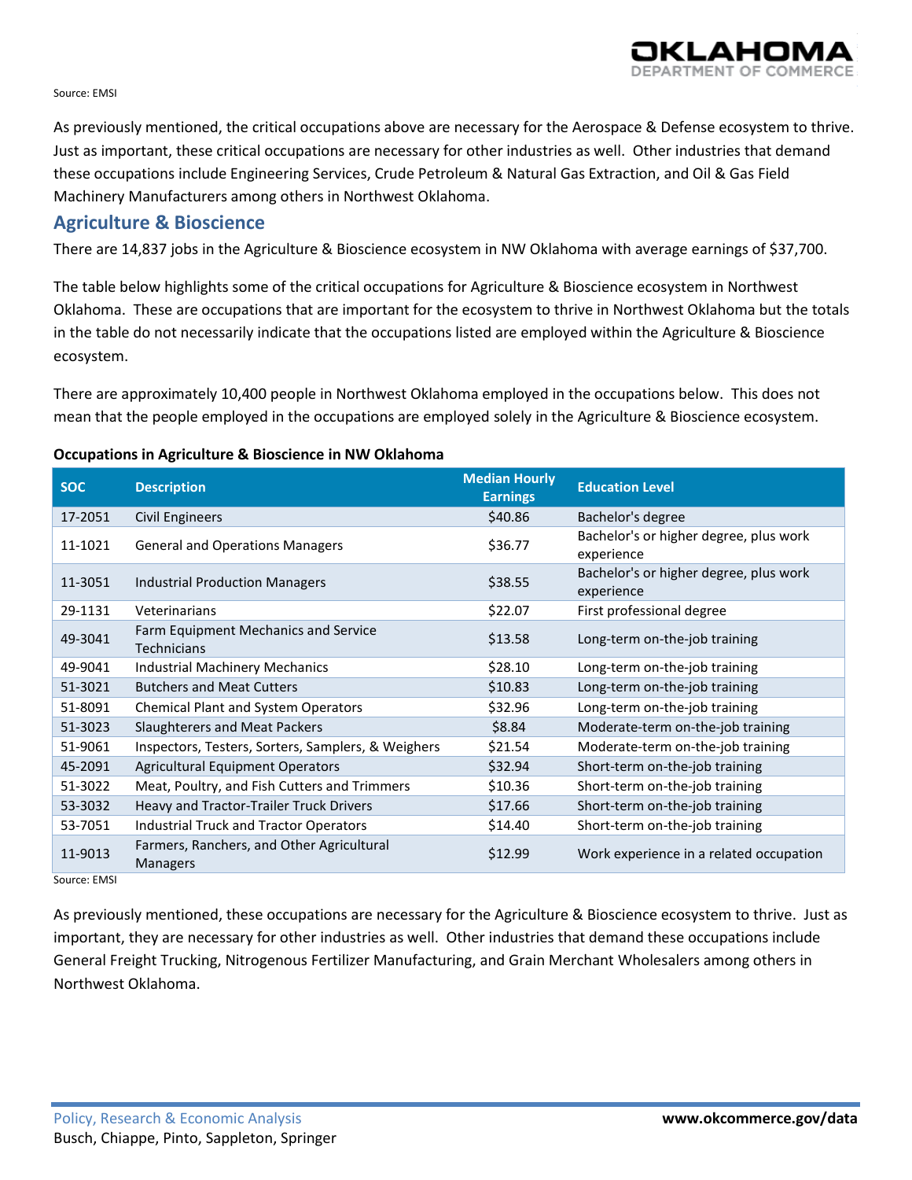Source: EMSI

As previously mentioned, the critical occupations above are necessary for the Aerospace & Defense ecosystem to thrive. Just as important, these critical occupations are necessary for other industries as well. Other industries that demand these occupations include Engineering Services, Crude Petroleum & Natural Gas Extraction, and Oil & Gas Field Machinery Manufacturers among others in Northwest Oklahoma.

## Agriculture & Bioscience

There are 14,837 jobs in the Agriculture & Bioscience ecosystem in NW Oklahoma with average earnings of $37,700.

The table below highlights some of the critical occupations for Agriculture & Bioscience ecosystem in Northwest Oklahoma. These are occupations that are important for the ecosystem to thrive in Northwest Oklahoma but the totals in the table do not necessarily indicate that the occupations listed are employed within the Agriculture & Bioscience ecosystem.

There are approximately 10,400 people in Northwest Oklahoma employed in the occupations below. This does not mean that the people employed in the occupations are employed solely in the Agriculture & Bioscience ecosystem.

**Occupations in Agriculture & Bioscience in NW Oklahoma**

| SOC | Description | Median Hourly Earnings | Education Level |
|---|---|---|---|
| 17-2051 | Civil Engineers | $40.86 | Bachelor's degree |
| 11-1021 | General and Operations Managers | $36.77 | Bachelor's or higher degree, plus work experience |
| 11-3051 | Industrial Production Managers | $38.55 | Bachelor's or higher degree, plus work experience |
| 29-1131 | Veterinarians | $22.07 | First professional degree |
| 49-3041 | Farm Equipment Mechanics and Service Technicians | $13.58 | Long-term on-the-job training |
| 49-9041 | Industrial Machinery Mechanics | $28.10 | Long-term on-the-job training |
| 51-3021 | Butchers and Meat Cutters | $10.83 | Long-term on-the-job training |
| 51-8091 | Chemical Plant and System Operators | $32.96 | Long-term on-the-job training |
| 51-3023 | Slaughterers and Meat Packers | $8.84 | Moderate-term on-the-job training |
| 51-9061 | Inspectors, Testers, Sorters, Samplers, & Weighers | $21.54 | Moderate-term on-the-job training |
| 45-2091 | Agricultural Equipment Operators | $32.94 | Short-term on-the-job training |
| 51-3022 | Meat, Poultry, and Fish Cutters and Trimmers | $10.36 | Short-term on-the-job training |
| 53-3032 | Heavy and Tractor-Trailer Truck Drivers | $17.66 | Short-term on-the-job training |
| 53-7051 | Industrial Truck and Tractor Operators | $14.40 | Short-term on-the-job training |
| 11-9013 | Farmers, Ranchers, and Other Agricultural Managers | $12.99 | Work experience in a related occupation |

Source: EMSI

As previously mentioned, these occupations are necessary for the Agriculture & Bioscience ecosystem to thrive. Just as important, they are necessary for other industries as well. Other industries that demand these occupations include General Freight Trucking, Nitrogenous Fertilizer Manufacturing, and Grain Merchant Wholesalers among others in Northwest Oklahoma.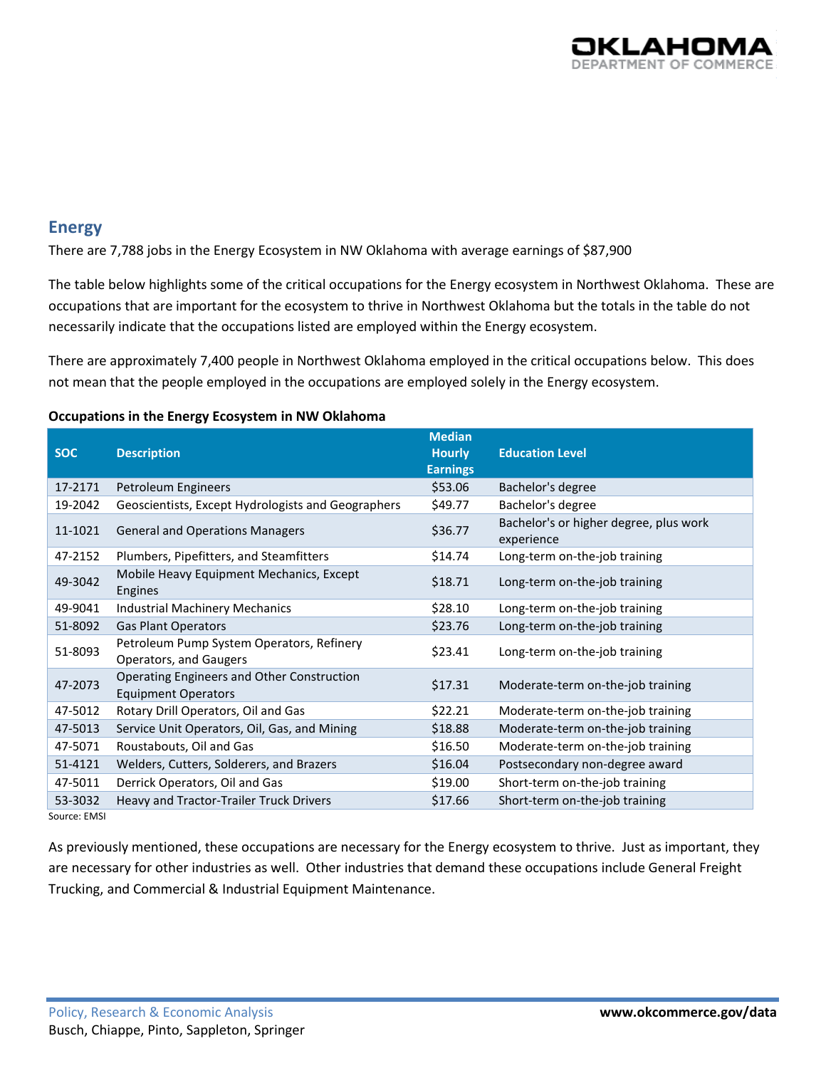## Energy

There are 7,788 jobs in the Energy Ecosystem in NW Oklahoma with average earnings of $87,900

The table below highlights some of the critical occupations for the Energy ecosystem in Northwest Oklahoma. These are occupations that are important for the ecosystem to thrive in Northwest Oklahoma but the totals in the table do not necessarily indicate that the occupations listed are employed within the Energy ecosystem.

There are approximately 7,400 people in Northwest Oklahoma employed in the critical occupations below. This does not mean that the people employed in the occupations are employed solely in the Energy ecosystem.

**Occupations in the Energy Ecosystem in NW Oklahoma**

| SOC | Description | Median Hourly Earnings | Education Level |
|---|---|---|---|
| 17-2171 | Petroleum Engineers | $53.06 | Bachelor's degree |
| 19-2042 | Geoscientists, Except Hydrologists and Geographers | $49.77 | Bachelor's degree |
| 11-1021 | General and Operations Managers | $36.77 | Bachelor's or higher degree, plus work experience |
| 47-2152 | Plumbers, Pipefitters, and Steamfitters | $14.74 | Long-term on-the-job training |
| 49-3042 | Mobile Heavy Equipment Mechanics, Except Engines | $18.71 | Long-term on-the-job training |
| 49-9041 | Industrial Machinery Mechanics | $28.10 | Long-term on-the-job training |
| 51-8092 | Gas Plant Operators | $23.76 | Long-term on-the-job training |
| 51-8093 | Petroleum Pump System Operators, Refinery Operators, and Gaugers | $23.41 | Long-term on-the-job training |
| 47-2073 | Operating Engineers and Other Construction Equipment Operators | $17.31 | Moderate-term on-the-job training |
| 47-5012 | Rotary Drill Operators, Oil and Gas | $22.21 | Moderate-term on-the-job training |
| 47-5013 | Service Unit Operators, Oil, Gas, and Mining | $18.88 | Moderate-term on-the-job training |
| 47-5071 | Roustabouts, Oil and Gas | $16.50 | Moderate-term on-the-job training |
| 51-4121 | Welders, Cutters, Solderers, and Brazers | $16.04 | Postsecondary non-degree award |
| 47-5011 | Derrick Operators, Oil and Gas | $19.00 | Short-term on-the-job training |
| 53-3032 | Heavy and Tractor-Trailer Truck Drivers | $17.66 | Short-term on-the-job training |

Source: EMSI

As previously mentioned, these occupations are necessary for the Energy ecosystem to thrive. Just as important, they are necessary for other industries as well. Other industries that demand these occupations include General Freight Trucking, and Commercial & Industrial Equipment Maintenance.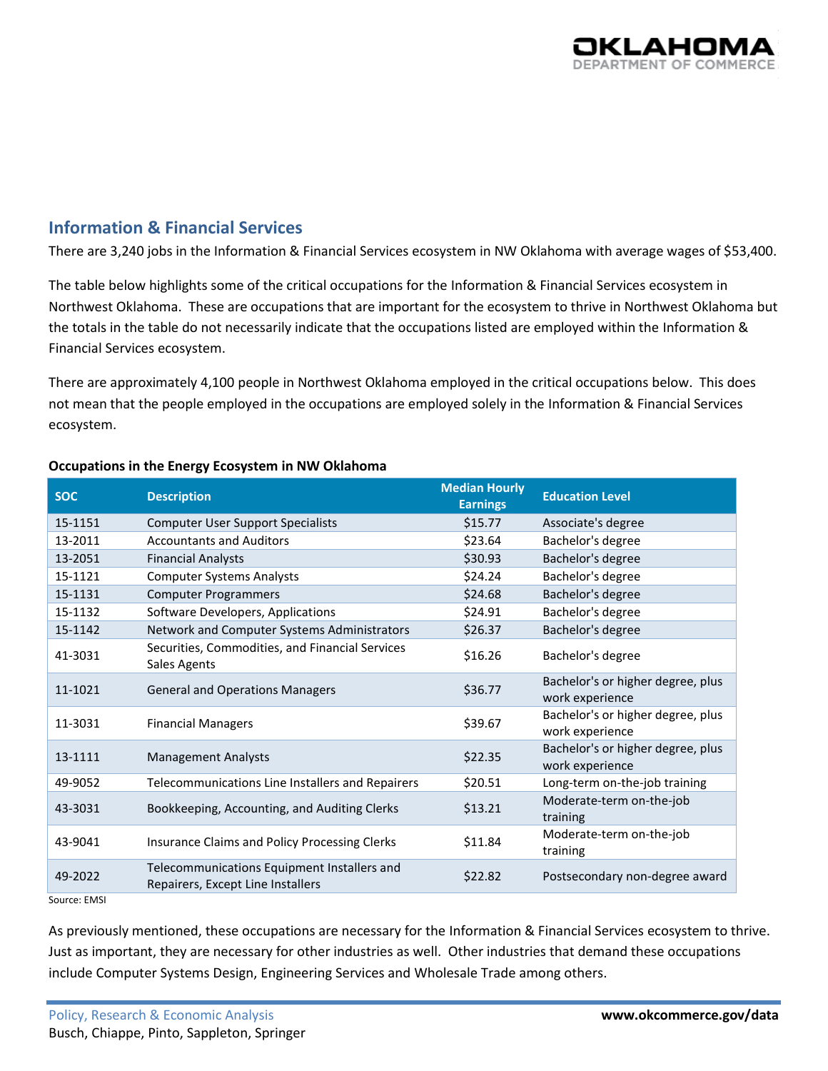## Information & Financial Services

There are 3,240 jobs in the Information & Financial Services ecosystem in NW Oklahoma with average wages of $53,400.

The table below highlights some of the critical occupations for the Information & Financial Services ecosystem in Northwest Oklahoma. These are occupations that are important for the ecosystem to thrive in Northwest Oklahoma but the totals in the table do not necessarily indicate that the occupations listed are employed within the Information & Financial Services ecosystem.

There are approximately 4,100 people in Northwest Oklahoma employed in the critical occupations below. This does not mean that the people employed in the occupations are employed solely in the Information & Financial Services ecosystem.

**Occupations in the Energy Ecosystem in NW Oklahoma**

| SOC | Description | Median Hourly Earnings | Education Level |
|---|---|---|---|
| 15-1151 | Computer User Support Specialists | $15.77 | Associate's degree |
| 13-2011 | Accountants and Auditors | $23.64 | Bachelor's degree |
| 13-2051 | Financial Analysts | $30.93 | Bachelor's degree |
| 15-1121 | Computer Systems Analysts | $24.24 | Bachelor's degree |
| 15-1131 | Computer Programmers | $24.68 | Bachelor's degree |
| 15-1132 | Software Developers, Applications | $24.91 | Bachelor's degree |
| 15-1142 | Network and Computer Systems Administrators | $26.37 | Bachelor's degree |
| 41-3031 | Securities, Commodities, and Financial Services Sales Agents | $16.26 | Bachelor's degree |
| 11-1021 | General and Operations Managers | $36.77 | Bachelor's or higher degree, plus work experience |
| 11-3031 | Financial Managers | $39.67 | Bachelor's or higher degree, plus work experience |
| 13-1111 | Management Analysts | $22.35 | Bachelor's or higher degree, plus work experience |
| 49-9052 | Telecommunications Line Installers and Repairers | $20.51 | Long-term on-the-job training |
| 43-3031 | Bookkeeping, Accounting, and Auditing Clerks | $13.21 | Moderate-term on-the-job training |
| 43-9041 | Insurance Claims and Policy Processing Clerks | $11.84 | Moderate-term on-the-job training |
| 49-2022 | Telecommunications Equipment Installers and Repairers, Except Line Installers | $22.82 | Postsecondary non-degree award |

Source: EMSI

As previously mentioned, these occupations are necessary for the Information & Financial Services ecosystem to thrive. Just as important, they are necessary for other industries as well. Other industries that demand these occupations include Computer Systems Design, Engineering Services and Wholesale Trade among others.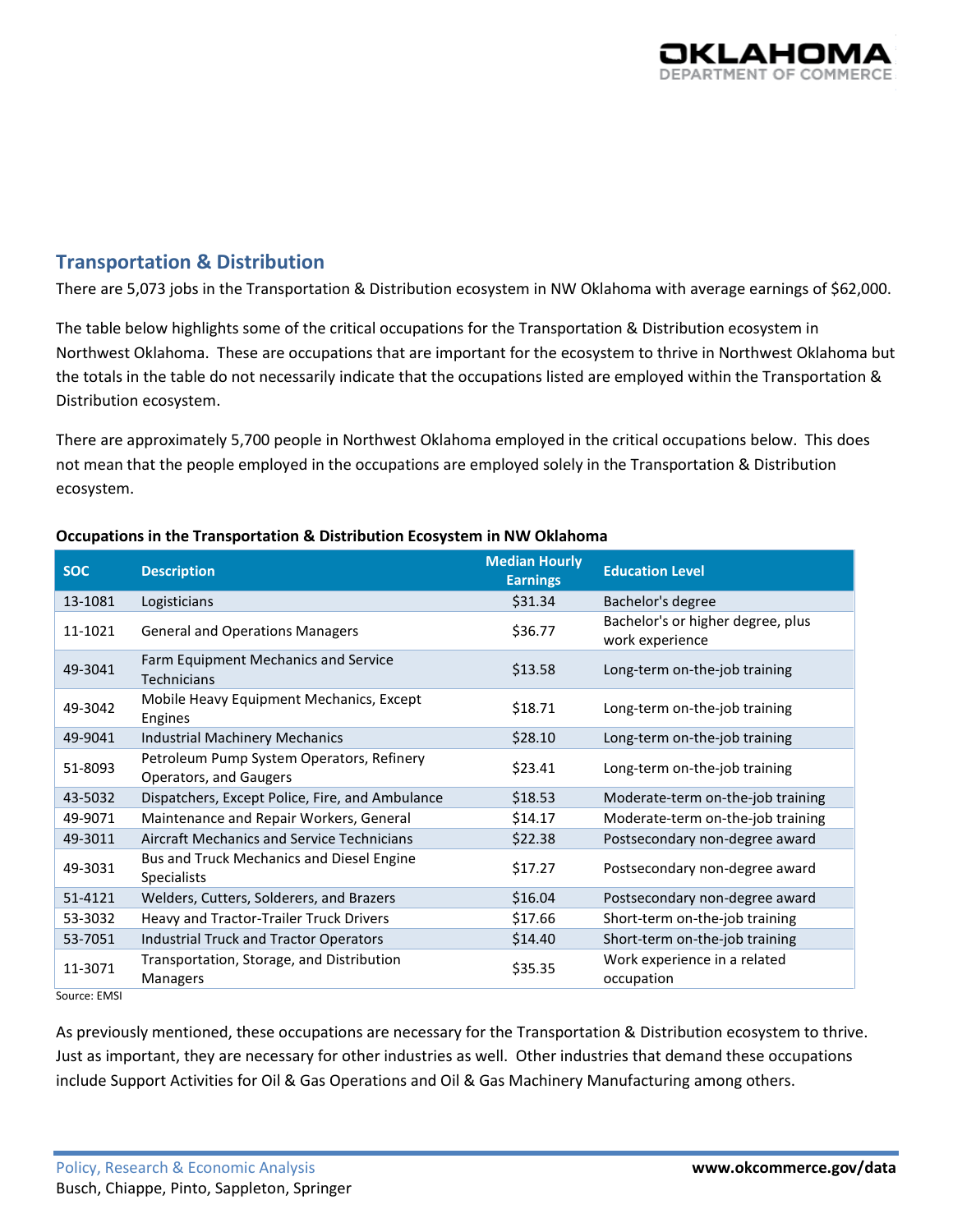## Transportation & Distribution

There are 5,073 jobs in the Transportation & Distribution ecosystem in NW Oklahoma with average earnings of $62,000.

The table below highlights some of the critical occupations for the Transportation & Distribution ecosystem in Northwest Oklahoma. These are occupations that are important for the ecosystem to thrive in Northwest Oklahoma but the totals in the table do not necessarily indicate that the occupations listed are employed within the Transportation & Distribution ecosystem.

There are approximately 5,700 people in Northwest Oklahoma employed in the critical occupations below. This does not mean that the people employed in the occupations are employed solely in the Transportation & Distribution ecosystem.

**Occupations in the Transportation & Distribution Ecosystem in NW Oklahoma**

| SOC | Description | Median Hourly Earnings | Education Level |
|---|---|---|---|
| 13-1081 | Logisticians | $31.34 | Bachelor's degree |
| 11-1021 | General and Operations Managers | $36.77 | Bachelor's or higher degree, plus work experience |
| 49-3041 | Farm Equipment Mechanics and Service Technicians | $13.58 | Long-term on-the-job training |
| 49-3042 | Mobile Heavy Equipment Mechanics, Except Engines | $18.71 | Long-term on-the-job training |
| 49-9041 | Industrial Machinery Mechanics | $28.10 | Long-term on-the-job training |
| 51-8093 | Petroleum Pump System Operators, Refinery Operators, and Gaugers | $23.41 | Long-term on-the-job training |
| 43-5032 | Dispatchers, Except Police, Fire, and Ambulance | $18.53 | Moderate-term on-the-job training |
| 49-9071 | Maintenance and Repair Workers, General | $14.17 | Moderate-term on-the-job training |
| 49-3011 | Aircraft Mechanics and Service Technicians | $22.38 | Postsecondary non-degree award |
| 49-3031 | Bus and Truck Mechanics and Diesel Engine Specialists | $17.27 | Postsecondary non-degree award |
| 51-4121 | Welders, Cutters, Solderers, and Brazers | $16.04 | Postsecondary non-degree award |
| 53-3032 | Heavy and Tractor-Trailer Truck Drivers | $17.66 | Short-term on-the-job training |
| 53-7051 | Industrial Truck and Tractor Operators | $14.40 | Short-term on-the-job training |
| 11-3071 | Transportation, Storage, and Distribution Managers | $35.35 | Work experience in a related occupation |

Source: EMSI

As previously mentioned, these occupations are necessary for the Transportation & Distribution ecosystem to thrive. Just as important, they are necessary for other industries as well. Other industries that demand these occupations include Support Activities for Oil & Gas Operations and Oil & Gas Machinery Manufacturing among others.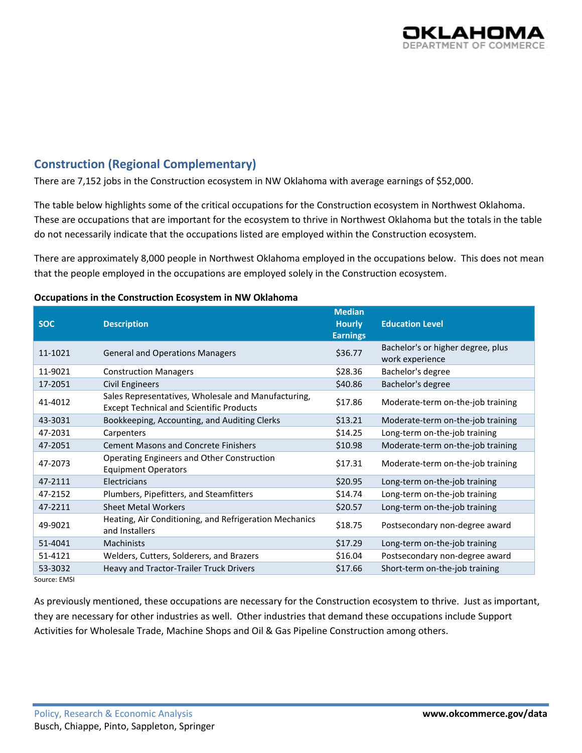## Construction (Regional Complementary)

There are 7,152 jobs in the Construction ecosystem in NW Oklahoma with average earnings of $52,000.

The table below highlights some of the critical occupations for the Construction ecosystem in Northwest Oklahoma. These are occupations that are important for the ecosystem to thrive in Northwest Oklahoma but the totals in the table do not necessarily indicate that the occupations listed are employed within the Construction ecosystem.

There are approximately 8,000 people in Northwest Oklahoma employed in the occupations below. This does not mean that the people employed in the occupations are employed solely in the Construction ecosystem.

**Occupations in the Construction Ecosystem in NW Oklahoma**

| SOC | Description | Median Hourly Earnings | Education Level |
|---|---|---|---|
| 11-1021 | General and Operations Managers | $36.77 | Bachelor's or higher degree, plus work experience |
| 11-9021 | Construction Managers | $28.36 | Bachelor's degree |
| 17-2051 | Civil Engineers | $40.86 | Bachelor's degree |
| 41-4012 | Sales Representatives, Wholesale and Manufacturing, Except Technical and Scientific Products | $17.86 | Moderate-term on-the-job training |
| 43-3031 | Bookkeeping, Accounting, and Auditing Clerks | $13.21 | Moderate-term on-the-job training |
| 47-2031 | Carpenters | $14.25 | Long-term on-the-job training |
| 47-2051 | Cement Masons and Concrete Finishers | $10.98 | Moderate-term on-the-job training |
| 47-2073 | Operating Engineers and Other Construction Equipment Operators | $17.31 | Moderate-term on-the-job training |
| 47-2111 | Electricians | $20.95 | Long-term on-the-job training |
| 47-2152 | Plumbers, Pipefitters, and Steamfitters | $14.74 | Long-term on-the-job training |
| 47-2211 | Sheet Metal Workers | $20.57 | Long-term on-the-job training |
| 49-9021 | Heating, Air Conditioning, and Refrigeration Mechanics and Installers | $18.75 | Postsecondary non-degree award |
| 51-4041 | Machinists | $17.29 | Long-term on-the-job training |
| 51-4121 | Welders, Cutters, Solderers, and Brazers | $16.04 | Postsecondary non-degree award |
| 53-3032 | Heavy and Tractor-Trailer Truck Drivers | $17.66 | Short-term on-the-job training |

Source: EMSI

As previously mentioned, these occupations are necessary for the Construction ecosystem to thrive. Just as important, they are necessary for other industries as well. Other industries that demand these occupations include Support Activities for Wholesale Trade, Machine Shops and Oil & Gas Pipeline Construction among others.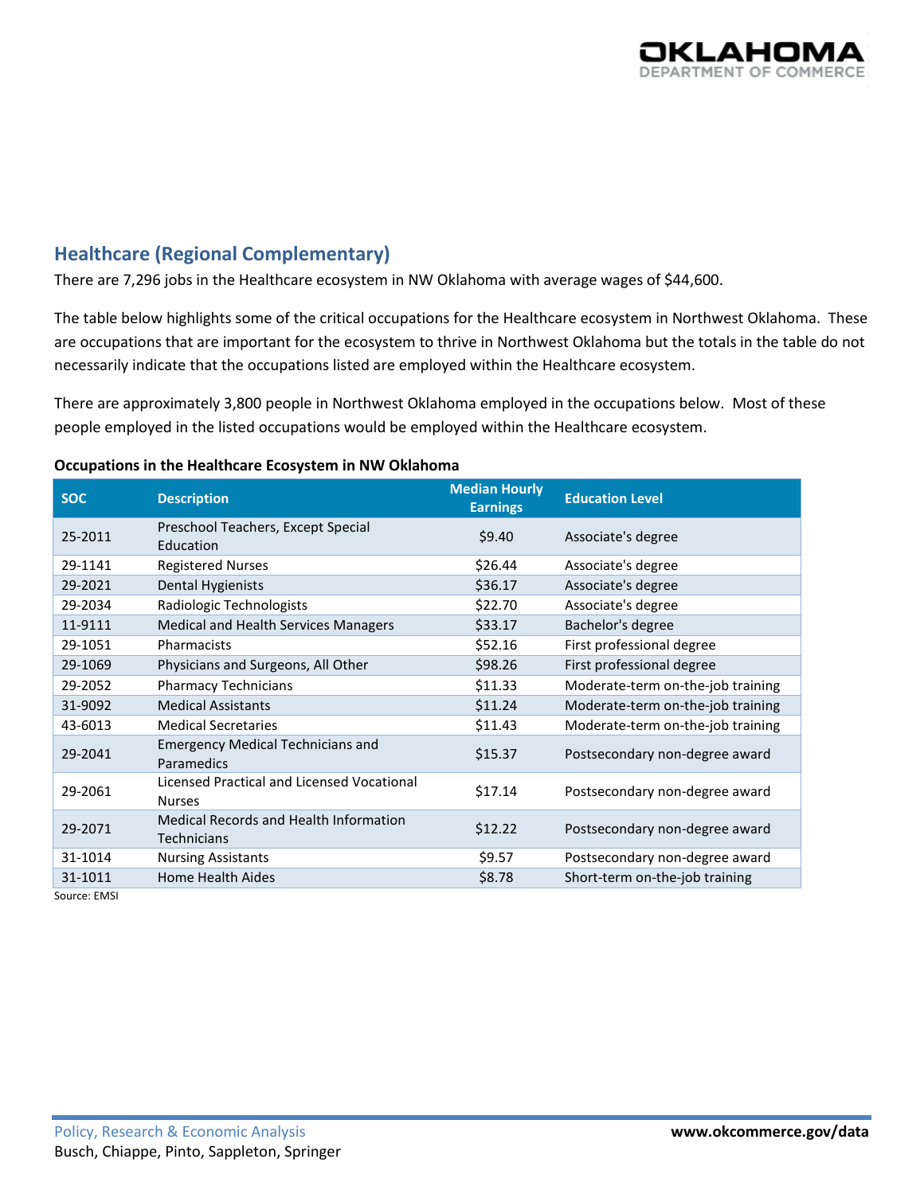## Healthcare (Regional Complementary)

There are 7,296 jobs in the Healthcare ecosystem in NW Oklahoma with average wages of $44,600.

The table below highlights some of the critical occupations for the Healthcare ecosystem in Northwest Oklahoma. These are occupations that are important for the ecosystem to thrive in Northwest Oklahoma but the totals in the table do not necessarily indicate that the occupations listed are employed within the Healthcare ecosystem.

There are approximately 3,800 people in Northwest Oklahoma employed in the occupations below. Most of these people employed in the listed occupations would be employed within the Healthcare ecosystem.

**Occupations in the Healthcare Ecosystem in NW Oklahoma**

| SOC | Description | Median Hourly Earnings | Education Level |
|---|---|---|---|
| 25-2011 | Preschool Teachers, Except Special Education | $9.40 | Associate's degree |
| 29-1141 | Registered Nurses | $26.44 | Associate's degree |
| 29-2021 | Dental Hygienists | $36.17 | Associate's degree |
| 29-2034 | Radiologic Technologists | $22.70 | Associate's degree |
| 11-9111 | Medical and Health Services Managers | $33.17 | Bachelor's degree |
| 29-1051 | Pharmacists | $52.16 | First professional degree |
| 29-1069 | Physicians and Surgeons, All Other | $98.26 | First professional degree |
| 29-2052 | Pharmacy Technicians | $11.33 | Moderate-term on-the-job training |
| 31-9092 | Medical Assistants | $11.24 | Moderate-term on-the-job training |
| 43-6013 | Medical Secretaries | $11.43 | Moderate-term on-the-job training |
| 29-2041 | Emergency Medical Technicians and Paramedics | $15.37 | Postsecondary non-degree award |
| 29-2061 | Licensed Practical and Licensed Vocational Nurses | $17.14 | Postsecondary non-degree award |
| 29-2071 | Medical Records and Health Information Technicians | $12.22 | Postsecondary non-degree award |
| 31-1014 | Nursing Assistants | $9.57 | Postsecondary non-degree award |
| 31-1011 | Home Health Aides | $8.78 | Short-term on-the-job training |

Source: EMSI